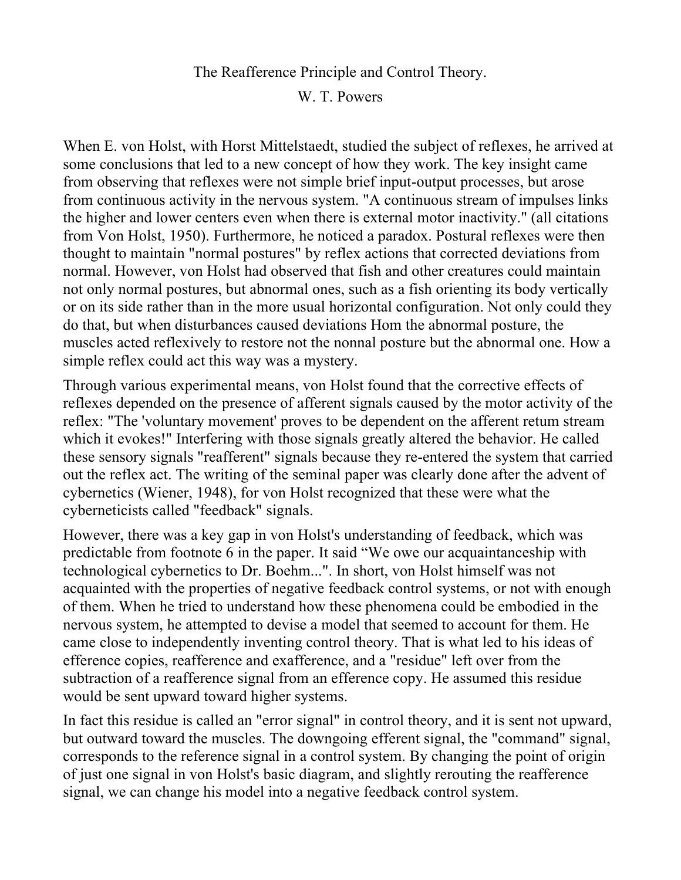# The Reafference Principle and Control Theory.

W. T. Powers

When E. von Holst, with Horst Mittelstaedt, studied the subject of reflexes, he arrived at some conclusions that led to a new concept of how they work. The key insight came from observing that reflexes were not simple brief input-output processes, but arose from continuous activity in the nervous system. "A continuous stream of impulses links the higher and lower centers even when there is external motor inactivity." (all citations from Von Holst, 1950). Furthermore, he noticed a paradox. Postural reflexes were then thought to maintain "normal postures" by reflex actions that corrected deviations from normal. However, von Holst had observed that fish and other creatures could maintain not only normal postures, but abnormal ones, such as a fish orienting its body vertically or on its side rather than in the more usual horizontal configuration. Not only could they do that, but when disturbances caused deviations Hom the abnormal posture, the muscles acted reflexively to restore not the nonnal posture but the abnormal one. How a simple reflex could act this way was a mystery.

Through various experimental means, von Holst found that the corrective effects of reflexes depended on the presence of afferent signals caused by the motor activity of the reflex: "The 'voluntary movement' proves to be dependent on the afferent retum stream which it evokes!" Interfering with those signals greatly altered the behavior. He called these sensory signals "reafferent" signals because they re-entered the system that carried out the reflex act. The writing of the seminal paper was clearly done after the advent of cybernetics (Wiener, 1948), for von Holst recognized that these were what the cyberneticists called "feedback" signals.

However, there was a key gap in von Holst's understanding of feedback, which was predictable from footnote 6 in the paper. It said “We owe our acquaintanceship with technological cybernetics to Dr. Boehm...". In short, von Holst himself was not acquainted with the properties of negative feedback control systems, or not with enough of them. When he tried to understand how these phenomena could be embodied in the nervous system, he attempted to devise a model that seemed to account for them. He came close to independently inventing control theory. That is what led to his ideas of efference copies, reafference and exafference, and a "residue" left over from the subtraction of a reafference signal from an efference copy. He assumed this residue would be sent upward toward higher systems.

In fact this residue is called an "error signal" in control theory, and it is sent not upward, but outward toward the muscles. The downgoing efferent signal, the "command" signal, corresponds to the reference signal in a control system. By changing the point of origin of just one signal in von Holst's basic diagram, and slightly rerouting the reafference signal, we can change his model into a negative feedback control system.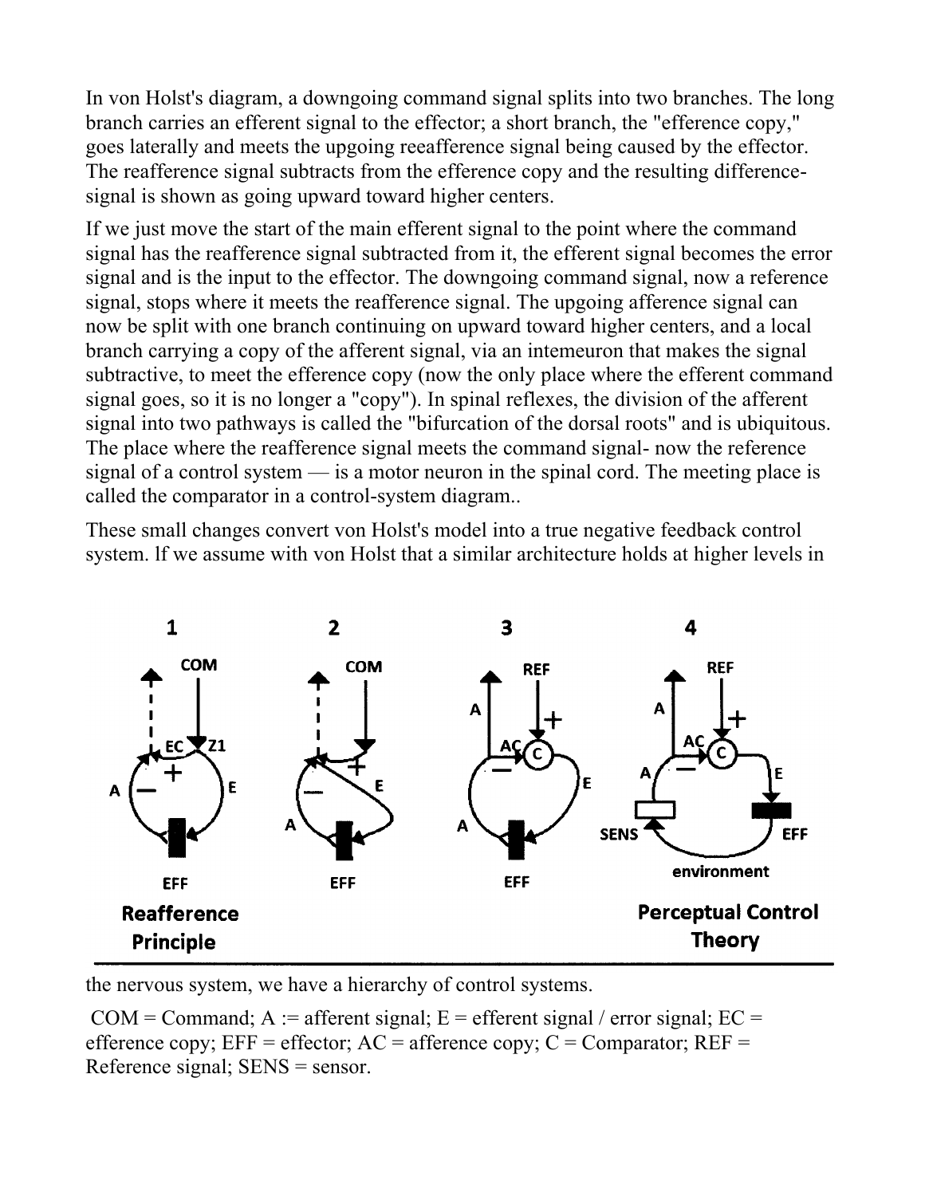In von Holst's diagram, a downgoing command signal splits into two branches. The long branch carries an efferent signal to the effector; a short branch, the "efference copy," goes laterally and meets the upgoing reeafference signal being caused by the effector. The reafference signal subtracts from the efference copy and the resulting difference-signal is shown as going upward toward higher centers.

If we just move the start of the main efferent signal to the point where the command signal has the reafference signal subtracted from it, the efferent signal becomes the error signal and is the input to the effector. The downgoing command signal, now a reference signal, stops where it meets the reafference signal. The upgoing afference signal can now be split with one branch continuing on upward toward higher centers, and a local branch carrying a copy of the afferent signal, via an intemeuron that makes the signal subtractive, to meet the efference copy (now the only place where the efferent command signal goes, so it is no longer a "copy"). In spinal reflexes, the division of the afferent signal into two pathways is called the "bifurcation of the dorsal roots" and is ubiquitous. The place where the reafference signal meets the command signal- now the reference signal of a control system — is a motor neuron in the spinal cord. The meeting place is called the comparator in a control-system diagram..

These small changes convert von Holst's model into a true negative feedback control system. lf we assume with von Holst that a similar architecture holds at higher levels in

1 2 3 4

COM COM REF REF

EC Z1 AC C AC C

A E A E A E A E

A A A

SENS EFF

EFF EFF EFF

environment

**Reafference Principle**

**Perceptual Control Theory**

---

the nervous system, we have a hierarchy of control systems.

COM = Command; A := afferent signal; E = efferent signal / error signal; EC = efference copy; EFF = effector; AC = afference copy; C = Comparator; REF = Reference signal; SENS = sensor.